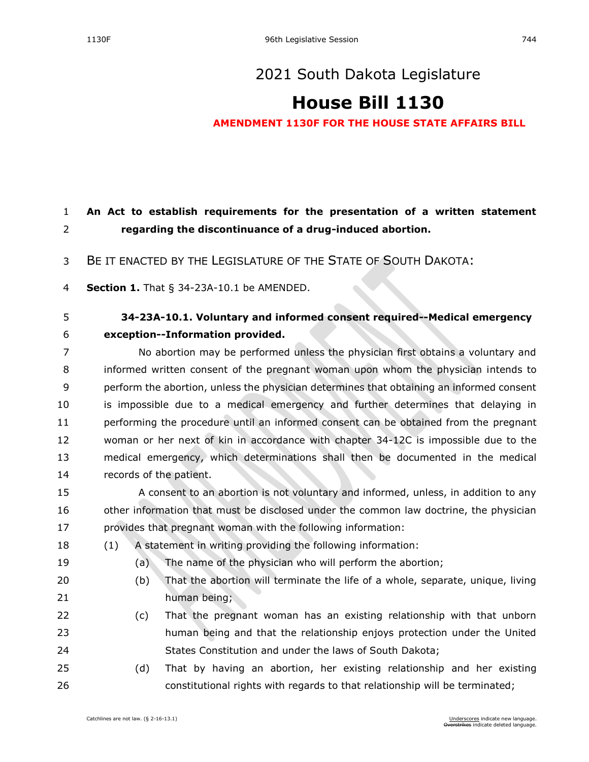# 2021 South Dakota Legislature

# House Bill 1130

**AMENDMENT 1130F FOR THE HOUSE STATE AFFAIRS BILL**

**An Act to establish requirements for the presentation of a written statement regarding the discontinuance of a drug-induced abortion.**

BE IT ENACTED BY THE LEGISLATURE OF THE STATE OF SOUTH DAKOTA:

**Section 1.** That § 34-23A-10.1 be AMENDED.

**34-23A-10.1. Voluntary and informed consent required--Medical emergency exception--Information provided.**

No abortion may be performed unless the physician first obtains a voluntary and informed written consent of the pregnant woman upon whom the physician intends to perform the abortion, unless the physician determines that obtaining an informed consent is impossible due to a medical emergency and further determines that delaying in performing the procedure until an informed consent can be obtained from the pregnant woman or her next of kin in accordance with chapter 34-12C is impossible due to the medical emergency, which determinations shall then be documented in the medical records of the patient.

A consent to an abortion is not voluntary and informed, unless, in addition to any other information that must be disclosed under the common law doctrine, the physician provides that pregnant woman with the following information:

(1) A statement in writing providing the following information:

(a) The name of the physician who will perform the abortion;

(b) That the abortion will terminate the life of a whole, separate, unique, living human being;

(c) That the pregnant woman has an existing relationship with that unborn human being and that the relationship enjoys protection under the United States Constitution and under the laws of South Dakota;

(d) That by having an abortion, her existing relationship and her existing constitutional rights with regards to that relationship will be terminated;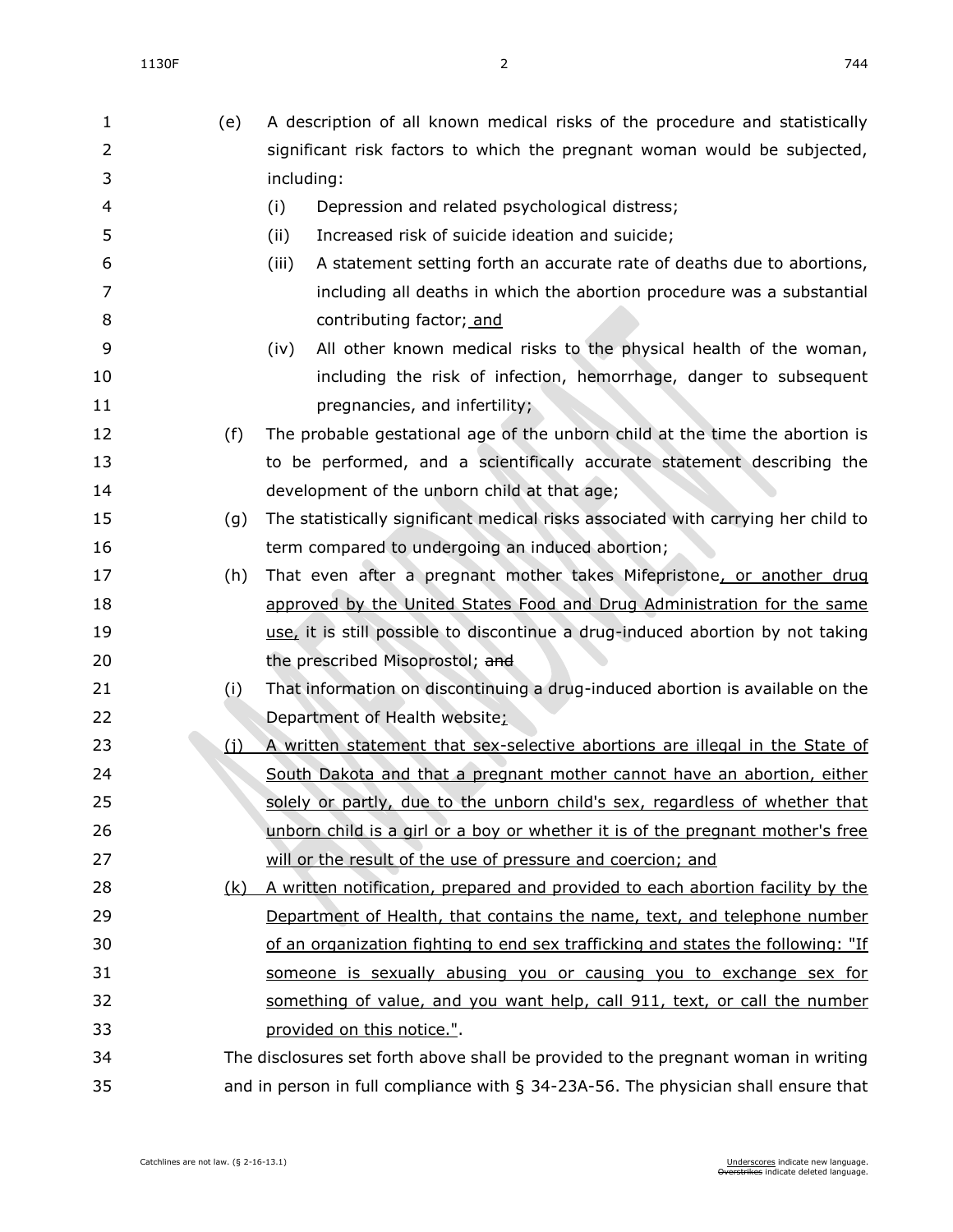(e) A description of all known medical risks of the procedure and statistically significant risk factors to which the pregnant woman would be subjected, including:

(i) Depression and related psychological distress;

(ii) Increased risk of suicide ideation and suicide;

(iii) A statement setting forth an accurate rate of deaths due to abortions, including all deaths in which the abortion procedure was a substantial contributing factor; and

(iv) All other known medical risks to the physical health of the woman, including the risk of infection, hemorrhage, danger to subsequent pregnancies, and infertility;

(f) The probable gestational age of the unborn child at the time the abortion is to be performed, and a scientifically accurate statement describing the development of the unborn child at that age;

(g) The statistically significant medical risks associated with carrying her child to term compared to undergoing an induced abortion;

(h) That even after a pregnant mother takes Mifepristone, or another drug approved by the United States Food and Drug Administration for the same use, it is still possible to discontinue a drug-induced abortion by not taking the prescribed Misoprostol; ~~and~~

(i) That information on discontinuing a drug-induced abortion is available on the Department of Health website;

(j) A written statement that sex-selective abortions are illegal in the State of South Dakota and that a pregnant mother cannot have an abortion, either solely or partly, due to the unborn child's sex, regardless of whether that unborn child is a girl or a boy or whether it is of the pregnant mother's free will or the result of the use of pressure and coercion; and

(k) A written notification, prepared and provided to each abortion facility by the Department of Health, that contains the name, text, and telephone number of an organization fighting to end sex trafficking and states the following: "If someone is sexually abusing you or causing you to exchange sex for something of value, and you want help, call 911, text, or call the number provided on this notice.".

The disclosures set forth above shall be provided to the pregnant woman in writing and in person in full compliance with § 34-23A-56. The physician shall ensure that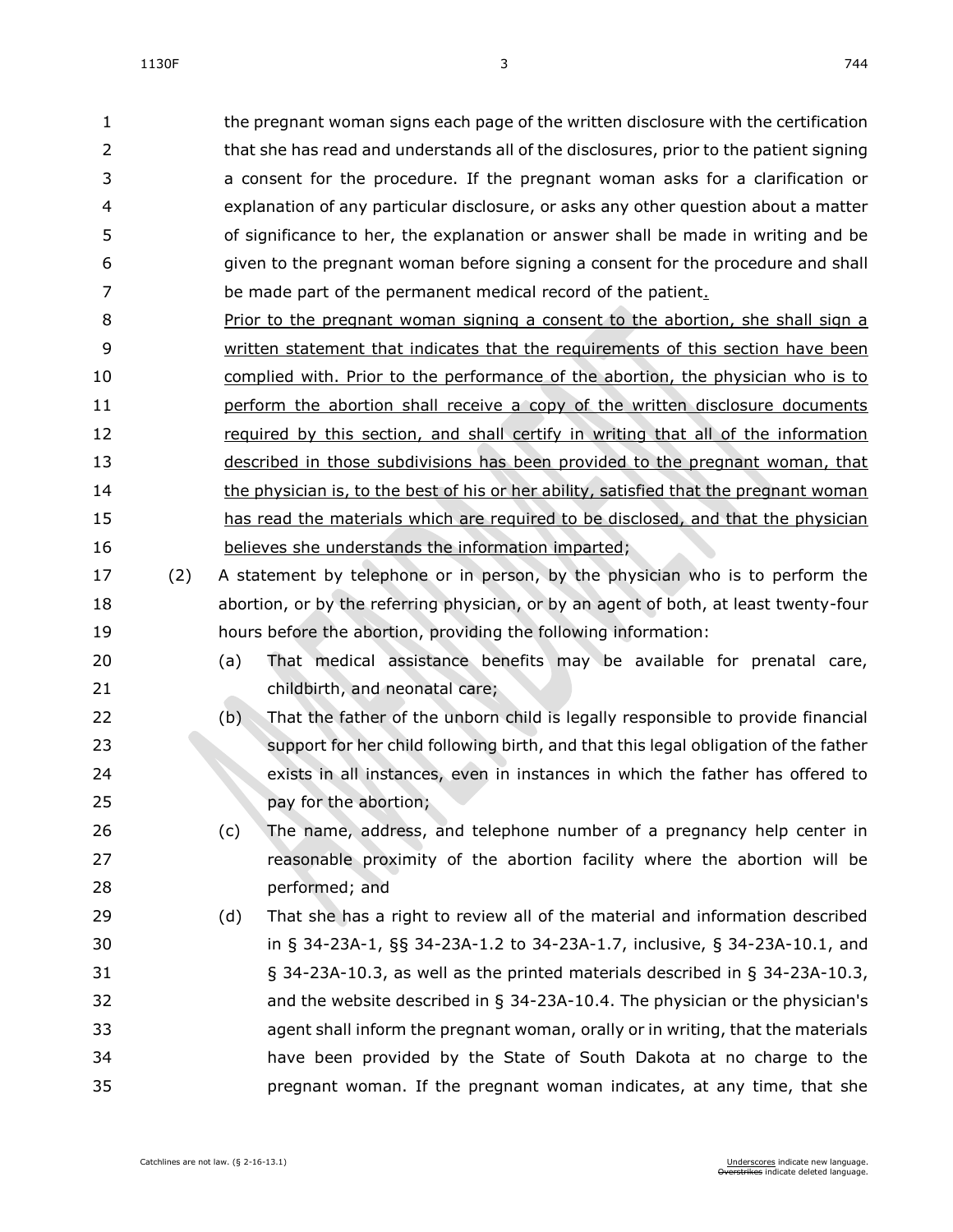the pregnant woman signs each page of the written disclosure with the certification that she has read and understands all of the disclosures, prior to the patient signing a consent for the procedure. If the pregnant woman asks for a clarification or explanation of any particular disclosure, or asks any other question about a matter of significance to her, the explanation or answer shall be made in writing and be given to the pregnant woman before signing a consent for the procedure and shall be made part of the permanent medical record of the patient<u>.</u>

<u>Prior to the pregnant woman signing a consent to the abortion, she shall sign a written statement that indicates that the requirements of this section have been complied with. Prior to the performance of the abortion, the physician who is to perform the abortion shall receive a copy of the written disclosure documents required by this section, and shall certify in writing that all of the information described in those subdivisions has been provided to the pregnant woman, that the physician is, to the best of his or her ability, satisfied that the pregnant woman has read the materials which are required to be disclosed, and that the physician believes she understands the information imparted</u>;

(2) A statement by telephone or in person, by the physician who is to perform the abortion, or by the referring physician, or by an agent of both, at least twenty-four hours before the abortion, providing the following information:

(a) That medical assistance benefits may be available for prenatal care, childbirth, and neonatal care;

(b) That the father of the unborn child is legally responsible to provide financial support for her child following birth, and that this legal obligation of the father exists in all instances, even in instances in which the father has offered to pay for the abortion;

(c) The name, address, and telephone number of a pregnancy help center in reasonable proximity of the abortion facility where the abortion will be performed; and

(d) That she has a right to review all of the material and information described in § 34-23A-1, §§ 34-23A-1.2 to 34-23A-1.7, inclusive, § 34-23A-10.1, and § 34-23A-10.3, as well as the printed materials described in § 34-23A-10.3, and the website described in § 34-23A-10.4. The physician or the physician's agent shall inform the pregnant woman, orally or in writing, that the materials have been provided by the State of South Dakota at no charge to the pregnant woman. If the pregnant woman indicates, at any time, that she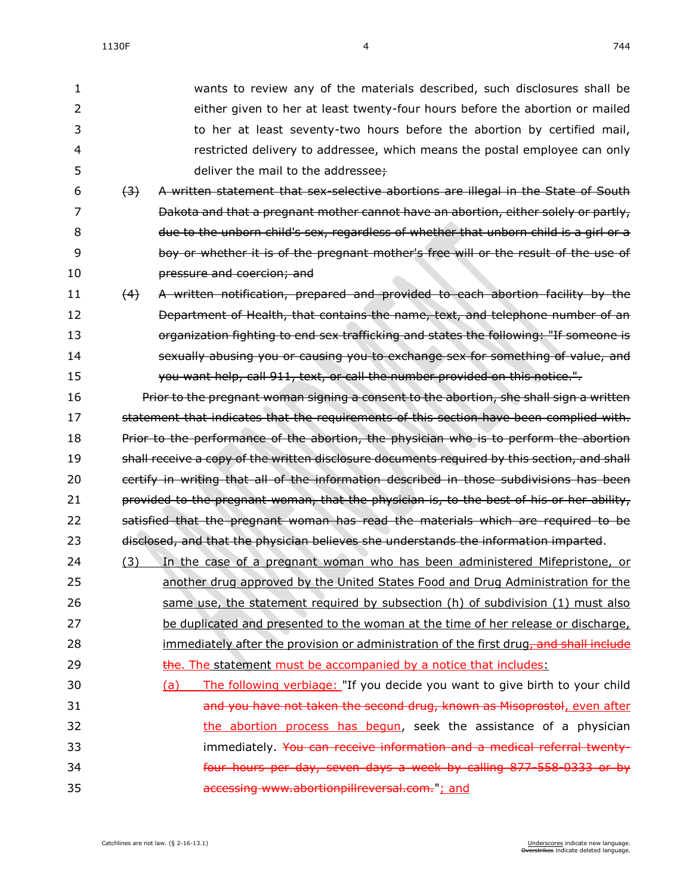wants to review any of the materials described, such disclosures shall be either given to her at least twenty-four hours before the abortion or mailed to her at least seventy-two hours before the abortion by certified mail, restricted delivery to addressee, which means the postal employee can only deliver the mail to the addressee~~;~~

~~(3) A written statement that sex-selective abortions are illegal in the State of South Dakota and that a pregnant mother cannot have an abortion, either solely or partly, due to the unborn child's sex, regardless of whether that unborn child is a girl or a boy or whether it is of the pregnant mother's free will or the result of the use of pressure and coercion; and~~

~~(4) A written notification, prepared and provided to each abortion facility by the Department of Health, that contains the name, text, and telephone number of an organization fighting to end sex trafficking and states the following: "If someone is sexually abusing you or causing you to exchange sex for something of value, and you want help, call 911, text, or call the number provided on this notice.".~~

~~Prior to the pregnant woman signing a consent to the abortion, she shall sign a written statement that indicates that the requirements of this section have been complied with. Prior to the performance of the abortion, the physician who is to perform the abortion shall receive a copy of the written disclosure documents required by this section, and shall certify in writing that all of the information described in those subdivisions has been provided to the pregnant woman, that the physician is, to the best of his or her ability, satisfied that the pregnant woman has read the materials which are required to be disclosed, and that the physician believes she understands the information imparted~~.

<u>(3) In the case of a pregnant woman who has been administered Mifepristone, or another drug approved by the United States Food and Drug Administration for the same use, the statement required by subsection (h) of subdivision (1) must also be duplicated and presented to the woman at the time of her release or discharge, immediately after the provision or administration of the first drug</u>~~, and shall include the~~<u>. The</u> statement <u>must be accompanied by a notice that includes:</u>

<u>(a) The following verbiage: </u>"If you decide you want to give birth to your child ~~and you have not taken the second drug, known as Misoprostol~~<u>, even after the abortion process has begun</u>, seek the assistance of a physician immediately. ~~You can receive information and a medical referral twenty-four hours per day, seven days a week by calling 877-558-0333 or by accessing www.abortionpillreversal.com.~~"<u>; and</u>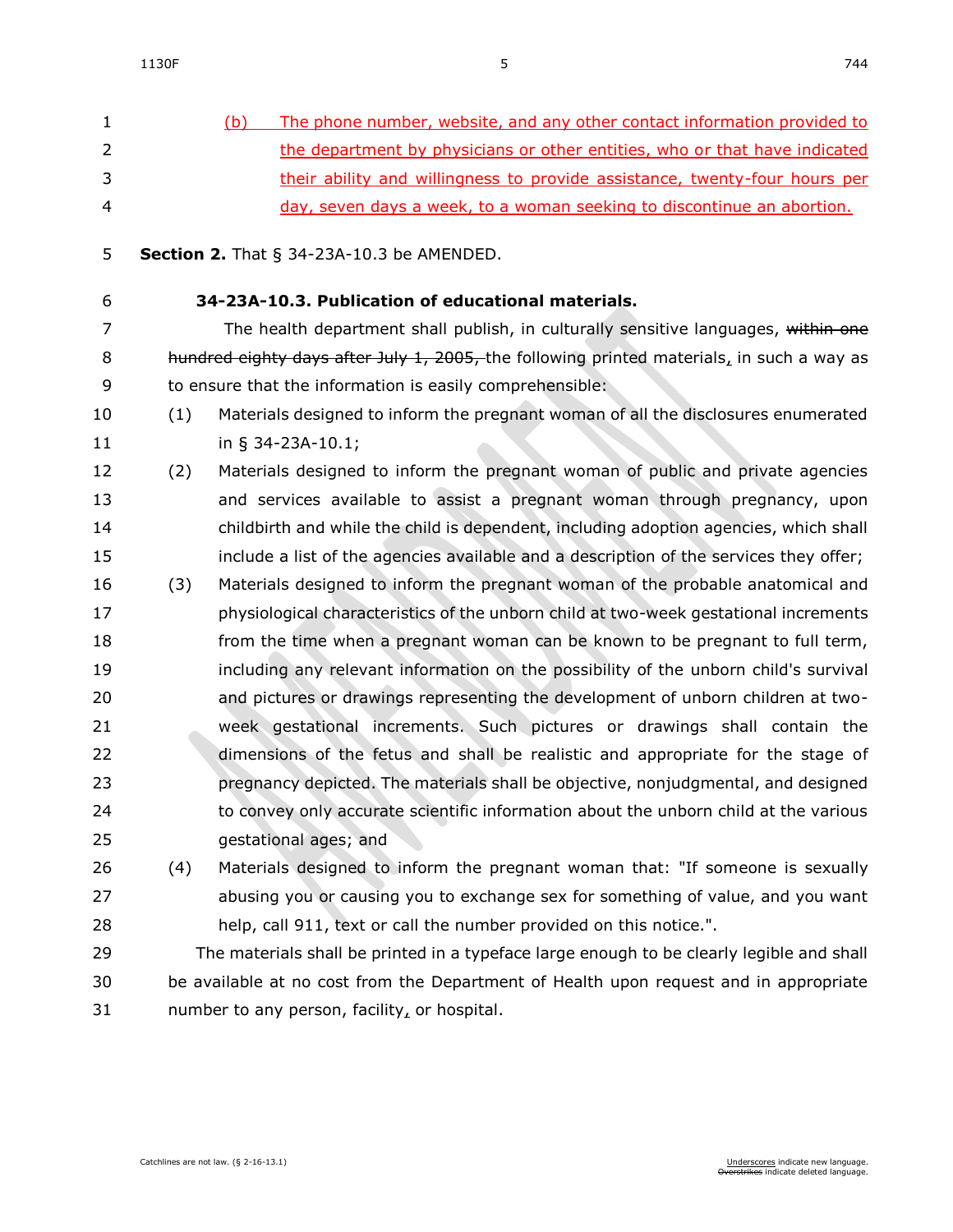(b) The phone number, website, and any other contact information provided to the department by physicians or other entities, who or that have indicated their ability and willingness to provide assistance, twenty-four hours per day, seven days a week, to a woman seeking to discontinue an abortion.

**Section 2.** That § 34-23A-10.3 be AMENDED.

**34-23A-10.3. Publication of educational materials.**

The health department shall publish, in culturally sensitive languages, ~~within one hundred eighty days after July 1, 2005,~~ the following printed materials, in such a way as to ensure that the information is easily comprehensible:

(1) Materials designed to inform the pregnant woman of all the disclosures enumerated in § 34-23A-10.1;

(2) Materials designed to inform the pregnant woman of public and private agencies and services available to assist a pregnant woman through pregnancy, upon childbirth and while the child is dependent, including adoption agencies, which shall include a list of the agencies available and a description of the services they offer;

(3) Materials designed to inform the pregnant woman of the probable anatomical and physiological characteristics of the unborn child at two-week gestational increments from the time when a pregnant woman can be known to be pregnant to full term, including any relevant information on the possibility of the unborn child's survival and pictures or drawings representing the development of unborn children at two-week gestational increments. Such pictures or drawings shall contain the dimensions of the fetus and shall be realistic and appropriate for the stage of pregnancy depicted. The materials shall be objective, nonjudgmental, and designed to convey only accurate scientific information about the unborn child at the various gestational ages; and

(4) Materials designed to inform the pregnant woman that: "If someone is sexually abusing you or causing you to exchange sex for something of value, and you want help, call 911, text or call the number provided on this notice.".

The materials shall be printed in a typeface large enough to be clearly legible and shall be available at no cost from the Department of Health upon request and in appropriate number to any person, facility, or hospital.